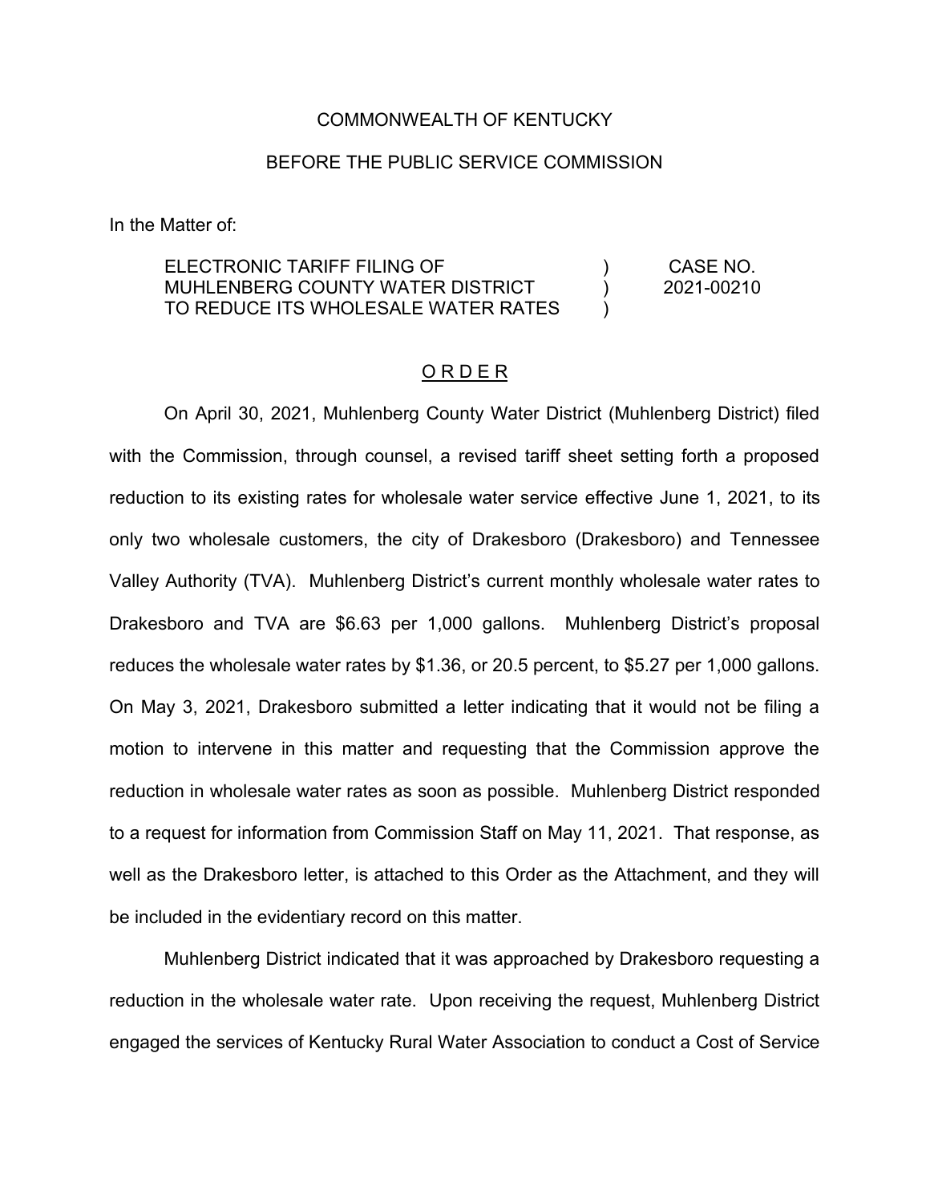COMMONWEALTH OF KENTUCKY

BEFORE THE PUBLIC SERVICE COMMISSION

In the Matter of:

| | | |
|---|---|---|
| ELECTRONIC TARIFF FILING OF MUHLENBERG COUNTY WATER DISTRICT TO REDUCE ITS WHOLESALE WATER RATES | ) ) ) | CASE NO. 2021-00210 |

# ORDER

On April 30, 2021, Muhlenberg County Water District (Muhlenberg District) filed with the Commission, through counsel, a revised tariff sheet setting forth a proposed reduction to its existing rates for wholesale water service effective June 1, 2021, to its only two wholesale customers, the city of Drakesboro (Drakesboro) and Tennessee Valley Authority (TVA). Muhlenberg District's current monthly wholesale water rates to Drakesboro and TVA are $6.63 per 1,000 gallons. Muhlenberg District's proposal reduces the wholesale water rates by $1.36, or 20.5 percent, to $5.27 per 1,000 gallons. On May 3, 2021, Drakesboro submitted a letter indicating that it would not be filing a motion to intervene in this matter and requesting that the Commission approve the reduction in wholesale water rates as soon as possible. Muhlenberg District responded to a request for information from Commission Staff on May 11, 2021. That response, as well as the Drakesboro letter, is attached to this Order as the Attachment, and they will be included in the evidentiary record on this matter.

Muhlenberg District indicated that it was approached by Drakesboro requesting a reduction in the wholesale water rate. Upon receiving the request, Muhlenberg District engaged the services of Kentucky Rural Water Association to conduct a Cost of Service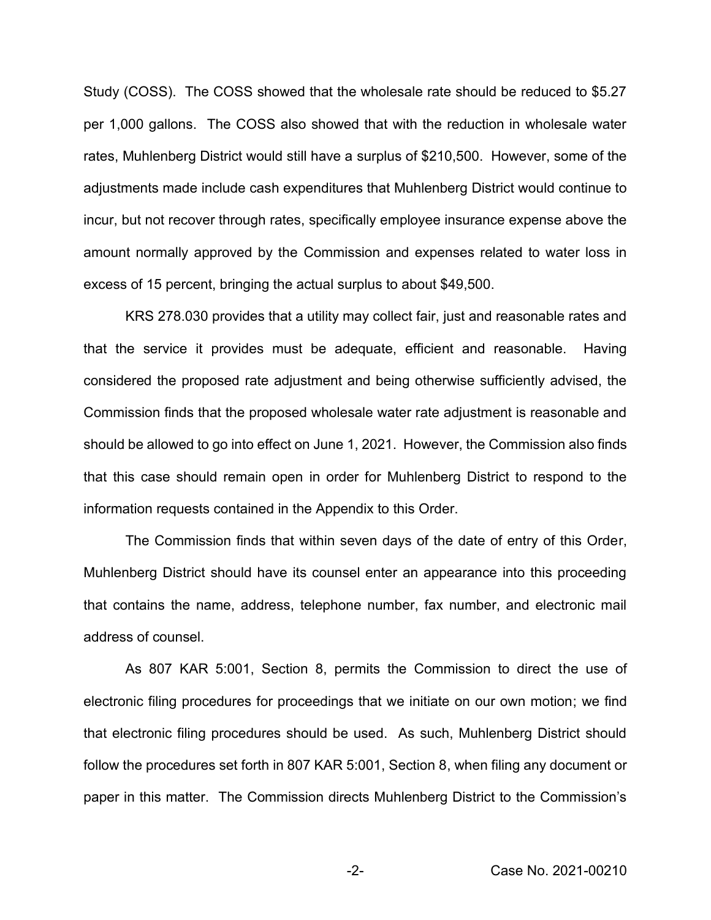Study (COSS). The COSS showed that the wholesale rate should be reduced to $5.27 per 1,000 gallons. The COSS also showed that with the reduction in wholesale water rates, Muhlenberg District would still have a surplus of $210,500. However, some of the adjustments made include cash expenditures that Muhlenberg District would continue to incur, but not recover through rates, specifically employee insurance expense above the amount normally approved by the Commission and expenses related to water loss in excess of 15 percent, bringing the actual surplus to about $49,500.

KRS 278.030 provides that a utility may collect fair, just and reasonable rates and that the service it provides must be adequate, efficient and reasonable. Having considered the proposed rate adjustment and being otherwise sufficiently advised, the Commission finds that the proposed wholesale water rate adjustment is reasonable and should be allowed to go into effect on June 1, 2021. However, the Commission also finds that this case should remain open in order for Muhlenberg District to respond to the information requests contained in the Appendix to this Order.

The Commission finds that within seven days of the date of entry of this Order, Muhlenberg District should have its counsel enter an appearance into this proceeding that contains the name, address, telephone number, fax number, and electronic mail address of counsel.

As 807 KAR 5:001, Section 8, permits the Commission to direct the use of electronic filing procedures for proceedings that we initiate on our own motion; we find that electronic filing procedures should be used. As such, Muhlenberg District should follow the procedures set forth in 807 KAR 5:001, Section 8, when filing any document or paper in this matter. The Commission directs Muhlenberg District to the Commission's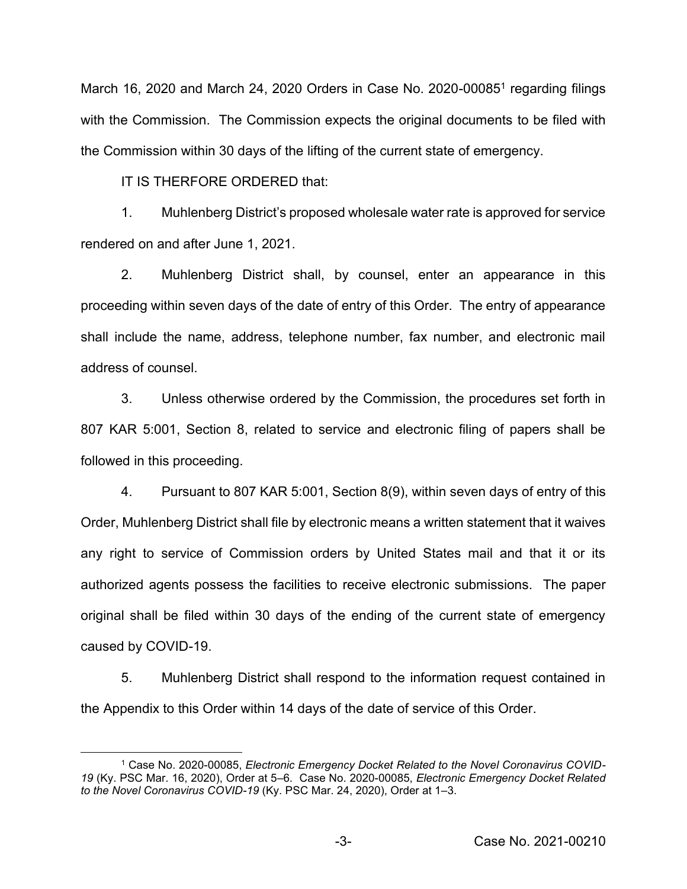March 16, 2020 and March 24, 2020 Orders in Case No. 2020-00085[1] regarding filings with the Commission. The Commission expects the original documents to be filed with the Commission within 30 days of the lifting of the current state of emergency.

IT IS THERFORE ORDERED that:

1. Muhlenberg District's proposed wholesale water rate is approved for service rendered on and after June 1, 2021.

2. Muhlenberg District shall, by counsel, enter an appearance in this proceeding within seven days of the date of entry of this Order. The entry of appearance shall include the name, address, telephone number, fax number, and electronic mail address of counsel.

3. Unless otherwise ordered by the Commission, the procedures set forth in 807 KAR 5:001, Section 8, related to service and electronic filing of papers shall be followed in this proceeding.

4. Pursuant to 807 KAR 5:001, Section 8(9), within seven days of entry of this Order, Muhlenberg District shall file by electronic means a written statement that it waives any right to service of Commission orders by United States mail and that it or its authorized agents possess the facilities to receive electronic submissions. The paper original shall be filed within 30 days of the ending of the current state of emergency caused by COVID-19.

5. Muhlenberg District shall respond to the information request contained in the Appendix to this Order within 14 days of the date of service of this Order.

[1] Case No. 2020-00085, *Electronic Emergency Docket Related to the Novel Coronavirus COVID-19* (Ky. PSC Mar. 16, 2020), Order at 5–6. Case No. 2020-00085, *Electronic Emergency Docket Related to the Novel Coronavirus COVID-19* (Ky. PSC Mar. 24, 2020), Order at 1–3.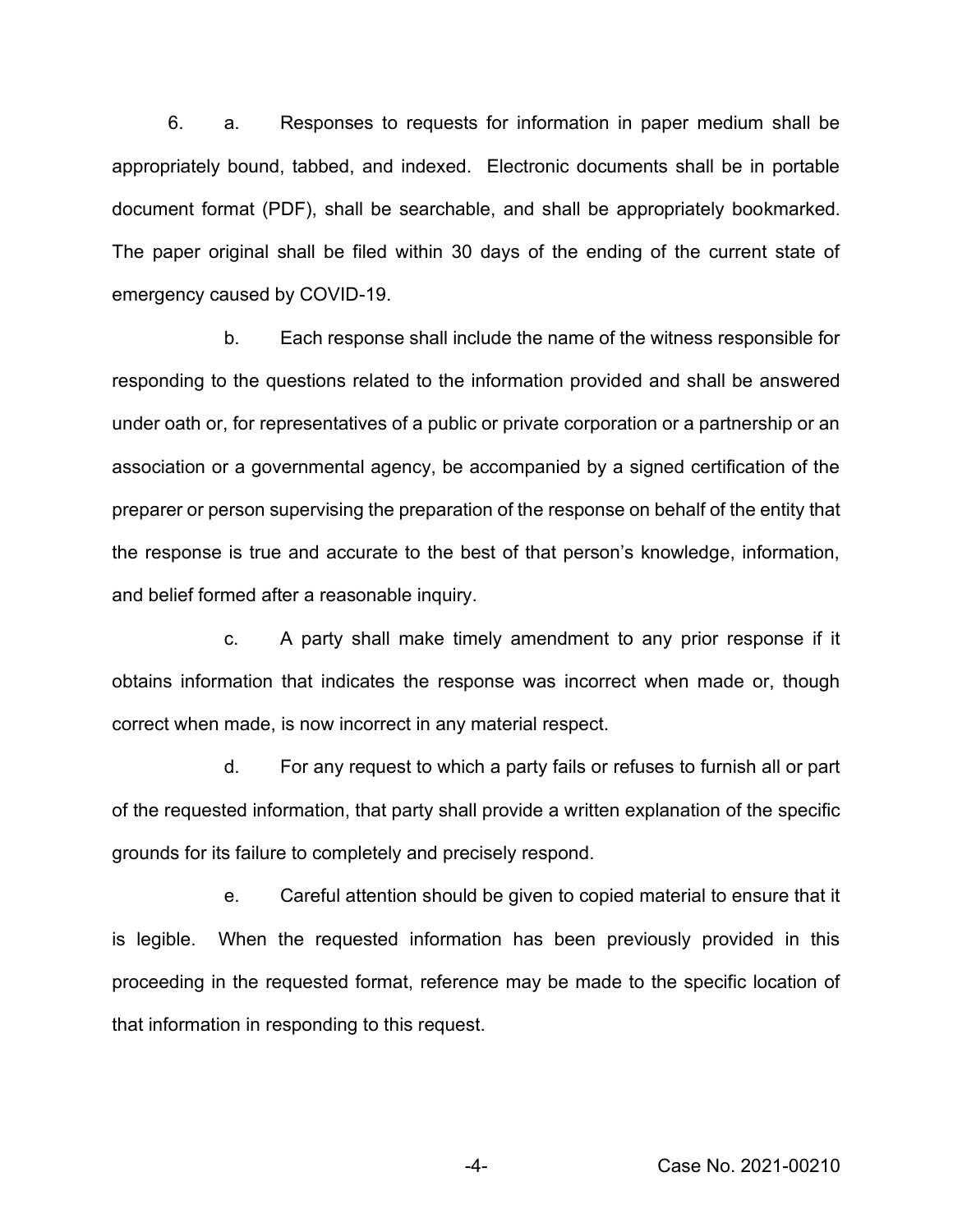6. a. Responses to requests for information in paper medium shall be appropriately bound, tabbed, and indexed. Electronic documents shall be in portable document format (PDF), shall be searchable, and shall be appropriately bookmarked. The paper original shall be filed within 30 days of the ending of the current state of emergency caused by COVID-19.

b. Each response shall include the name of the witness responsible for responding to the questions related to the information provided and shall be answered under oath or, for representatives of a public or private corporation or a partnership or an association or a governmental agency, be accompanied by a signed certification of the preparer or person supervising the preparation of the response on behalf of the entity that the response is true and accurate to the best of that person's knowledge, information, and belief formed after a reasonable inquiry.

c. A party shall make timely amendment to any prior response if it obtains information that indicates the response was incorrect when made or, though correct when made, is now incorrect in any material respect.

d. For any request to which a party fails or refuses to furnish all or part of the requested information, that party shall provide a written explanation of the specific grounds for its failure to completely and precisely respond.

e. Careful attention should be given to copied material to ensure that it is legible. When the requested information has been previously provided in this proceeding in the requested format, reference may be made to the specific location of that information in responding to this request.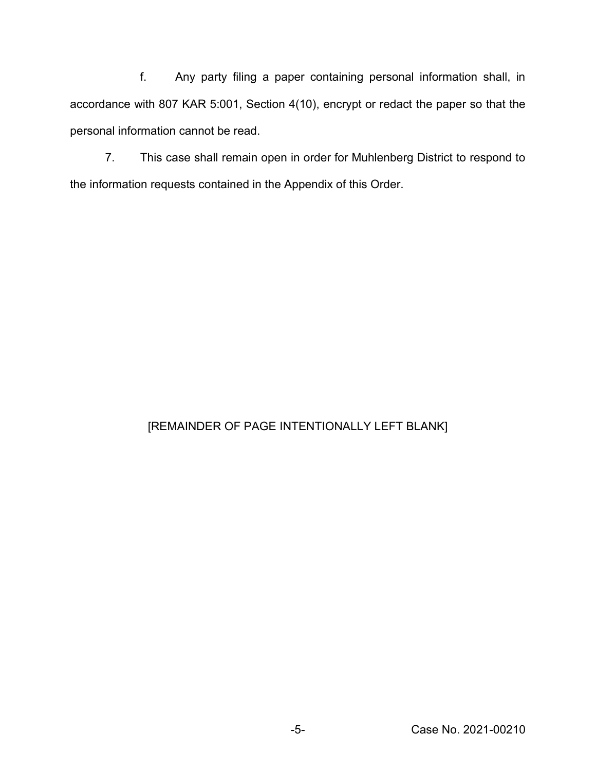f. Any party filing a paper containing personal information shall, in accordance with 807 KAR 5:001, Section 4(10), encrypt or redact the paper so that the personal information cannot be read.

7. This case shall remain open in order for Muhlenberg District to respond to the information requests contained in the Appendix of this Order.

[REMAINDER OF PAGE INTENTIONALLY LEFT BLANK]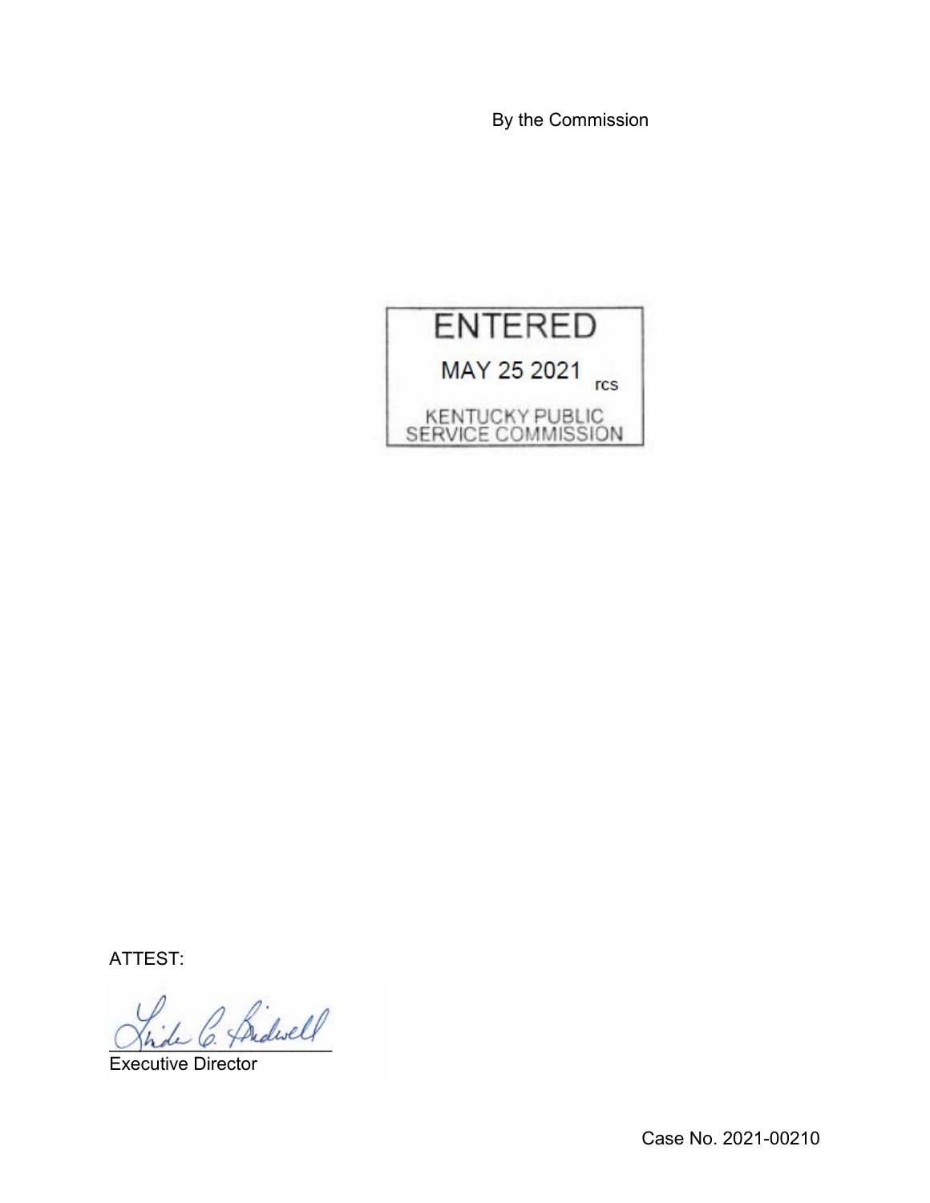By the Commission

ENTERED

MAY 25 2021 rcs

KENTUCKY PUBLIC SERVICE COMMISSION

ATTEST:

Executive Director

Case No. 2021-00210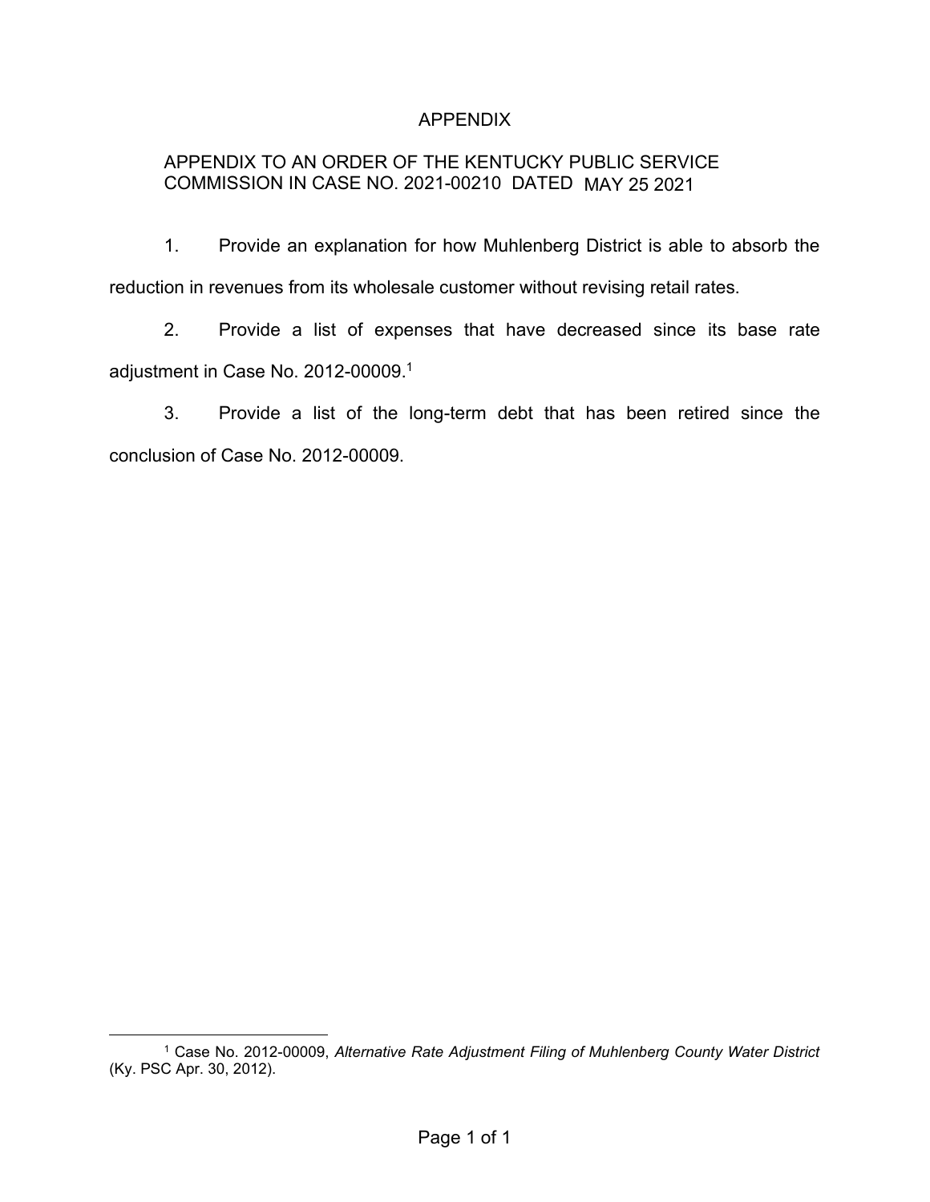# APPENDIX

APPENDIX TO AN ORDER OF THE KENTUCKY PUBLIC SERVICE COMMISSION IN CASE NO. 2021-00210 DATED MAY 25 2021

1. Provide an explanation for how Muhlenberg District is able to absorb the reduction in revenues from its wholesale customer without revising retail rates.

2. Provide a list of expenses that have decreased since its base rate adjustment in Case No. 2012-00009.[1]

3. Provide a list of the long-term debt that has been retired since the conclusion of Case No. 2012-00009.

---

[1] Case No. 2012-00009, *Alternative Rate Adjustment Filing of Muhlenberg County Water District* (Ky. PSC Apr. 30, 2012).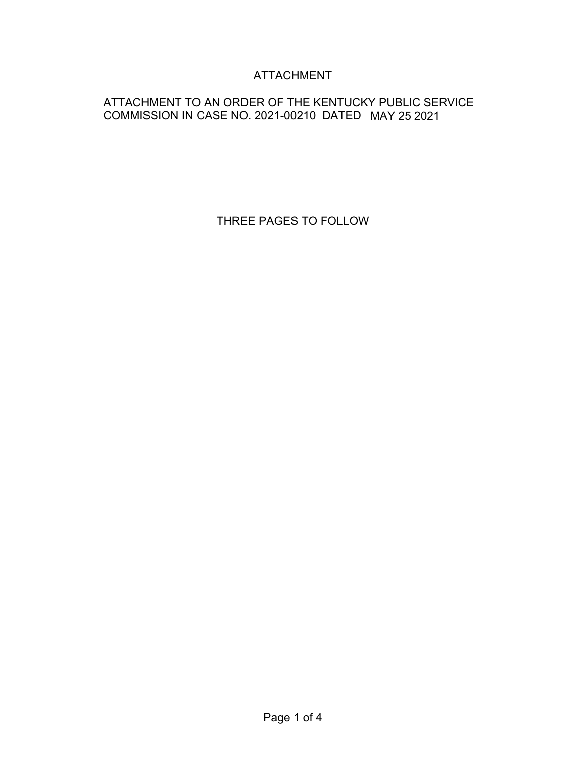# ATTACHMENT

ATTACHMENT TO AN ORDER OF THE KENTUCKY PUBLIC SERVICE COMMISSION IN CASE NO. 2021-00210 DATED MAY 25 2021

THREE PAGES TO FOLLOW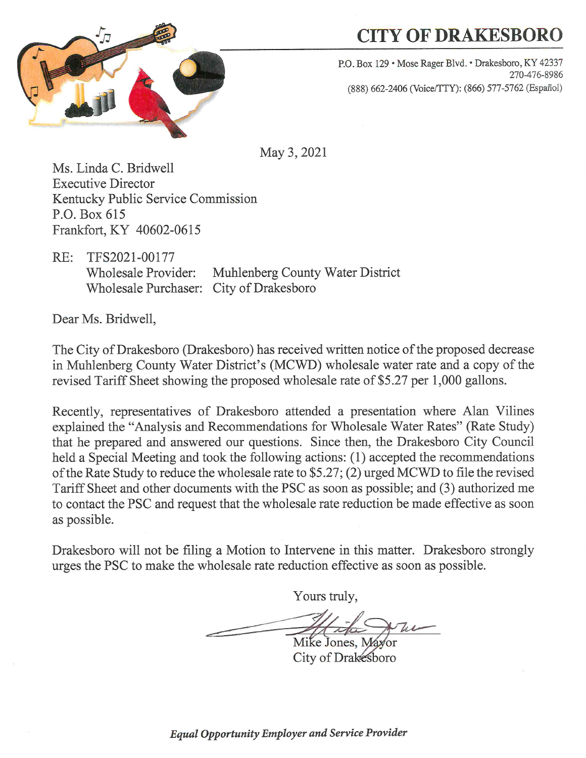# CITY OF DRAKESBORO

P.O. Box 129 • Mose Rager Blvd. • Drakesboro, KY 42337
270-476-8986
(888) 662-2406 (Voice/TTY): (866) 577-5762 (Español)

May 3, 2021

Ms. Linda C. Bridwell
Executive Director
Kentucky Public Service Commission
P.O. Box 615
Frankfort, KY 40602-0615

RE: TFS2021-00177
Wholesale Provider: Muhlenberg County Water District
Wholesale Purchaser: City of Drakesboro

Dear Ms. Bridwell,

The City of Drakesboro (Drakesboro) has received written notice of the proposed decrease in Muhlenberg County Water District's (MCWD) wholesale water rate and a copy of the revised Tariff Sheet showing the proposed wholesale rate of $5.27 per 1,000 gallons.

Recently, representatives of Drakesboro attended a presentation where Alan Vilines explained the "Analysis and Recommendations for Wholesale Water Rates" (Rate Study) that he prepared and answered our questions. Since then, the Drakesboro City Council held a Special Meeting and took the following actions: (1) accepted the recommendations of the Rate Study to reduce the wholesale rate to $5.27; (2) urged MCWD to file the revised Tariff Sheet and other documents with the PSC as soon as possible; and (3) authorized me to contact the PSC and request that the wholesale rate reduction be made effective as soon as possible.

Drakesboro will not be filing a Motion to Intervene in this matter. Drakesboro strongly urges the PSC to make the wholesale rate reduction effective as soon as possible.

Yours truly,

Mike Jones, Mayor
City of Drakesboro

***Equal Opportunity Employer and Service Provider***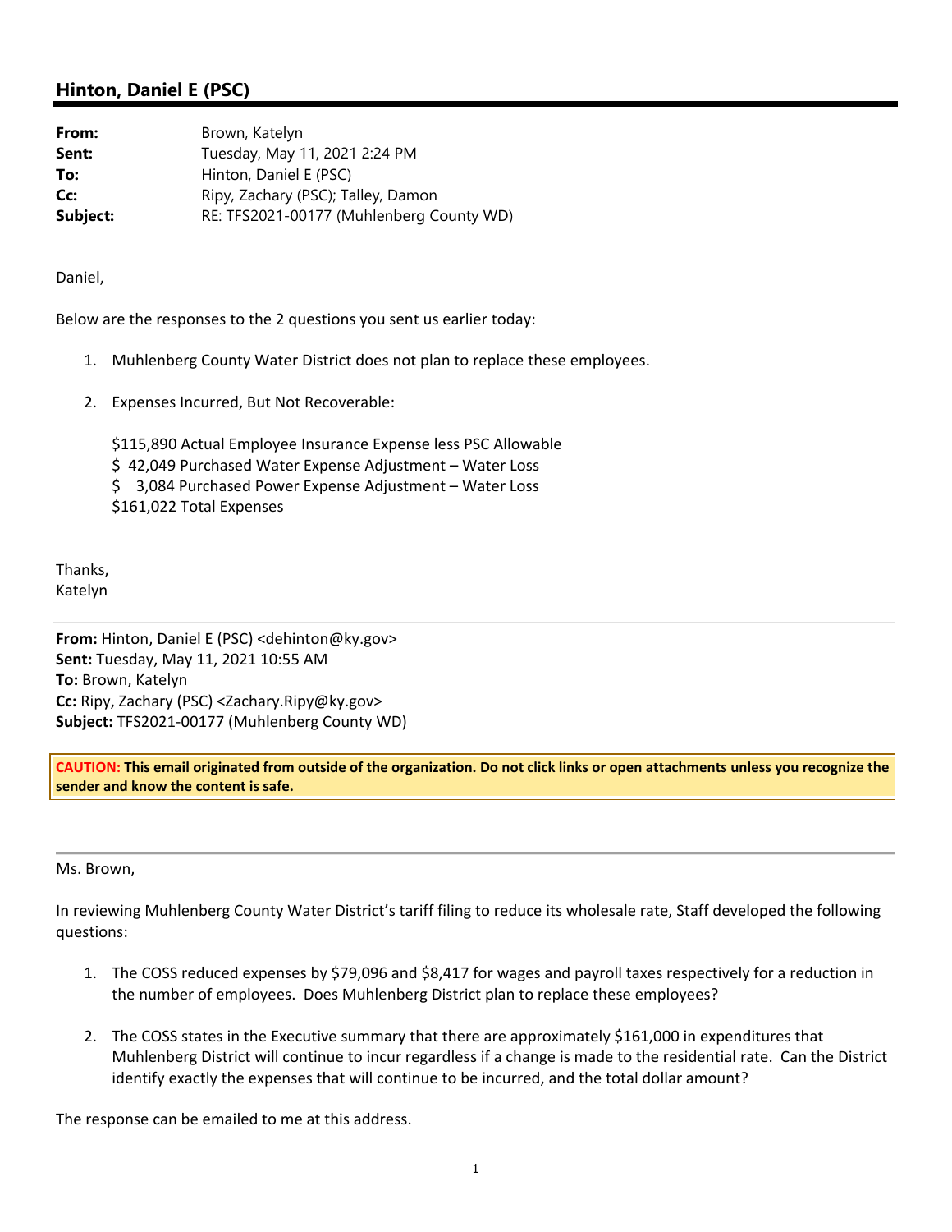## Hinton, Daniel E (PSC)

**From:** Brown, Katelyn
**Sent:** Tuesday, May 11, 2021 2:24 PM
**To:** Hinton, Daniel E (PSC)
**Cc:** Ripy, Zachary (PSC); Talley, Damon
**Subject:** RE: TFS2021-00177 (Muhlenberg County WD)

Daniel,

Below are the responses to the 2 questions you sent us earlier today:

1. Muhlenberg County Water District does not plan to replace these employees.

2. Expenses Incurred, But Not Recoverable:

   $115,890 Actual Employee Insurance Expense less PSC Allowable
   $ 42,049 Purchased Water Expense Adjustment – Water Loss
   $ 3,084 Purchased Power Expense Adjustment – Water Loss
   $161,022 Total Expenses

Thanks,
Katelyn

---

**From:** Hinton, Daniel E (PSC) <dehinton@ky.gov>
**Sent:** Tuesday, May 11, 2021 10:55 AM
**To:** Brown, Katelyn
**Cc:** Ripy, Zachary (PSC) <Zachary.Ripy@ky.gov>
**Subject:** TFS2021-00177 (Muhlenberg County WD)

**CAUTION: This email originated from outside of the organization. Do not click links or open attachments unless you recognize the sender and know the content is safe.**

---

Ms. Brown,

In reviewing Muhlenberg County Water District's tariff filing to reduce its wholesale rate, Staff developed the following questions:

1. The COSS reduced expenses by $79,096 and $8,417 for wages and payroll taxes respectively for a reduction in the number of employees. Does Muhlenberg District plan to replace these employees?

2. The COSS states in the Executive summary that there are approximately $161,000 in expenditures that Muhlenberg District will continue to incur regardless if a change is made to the residential rate. Can the District identify exactly the expenses that will continue to be incurred, and the total dollar amount?

The response can be emailed to me at this address.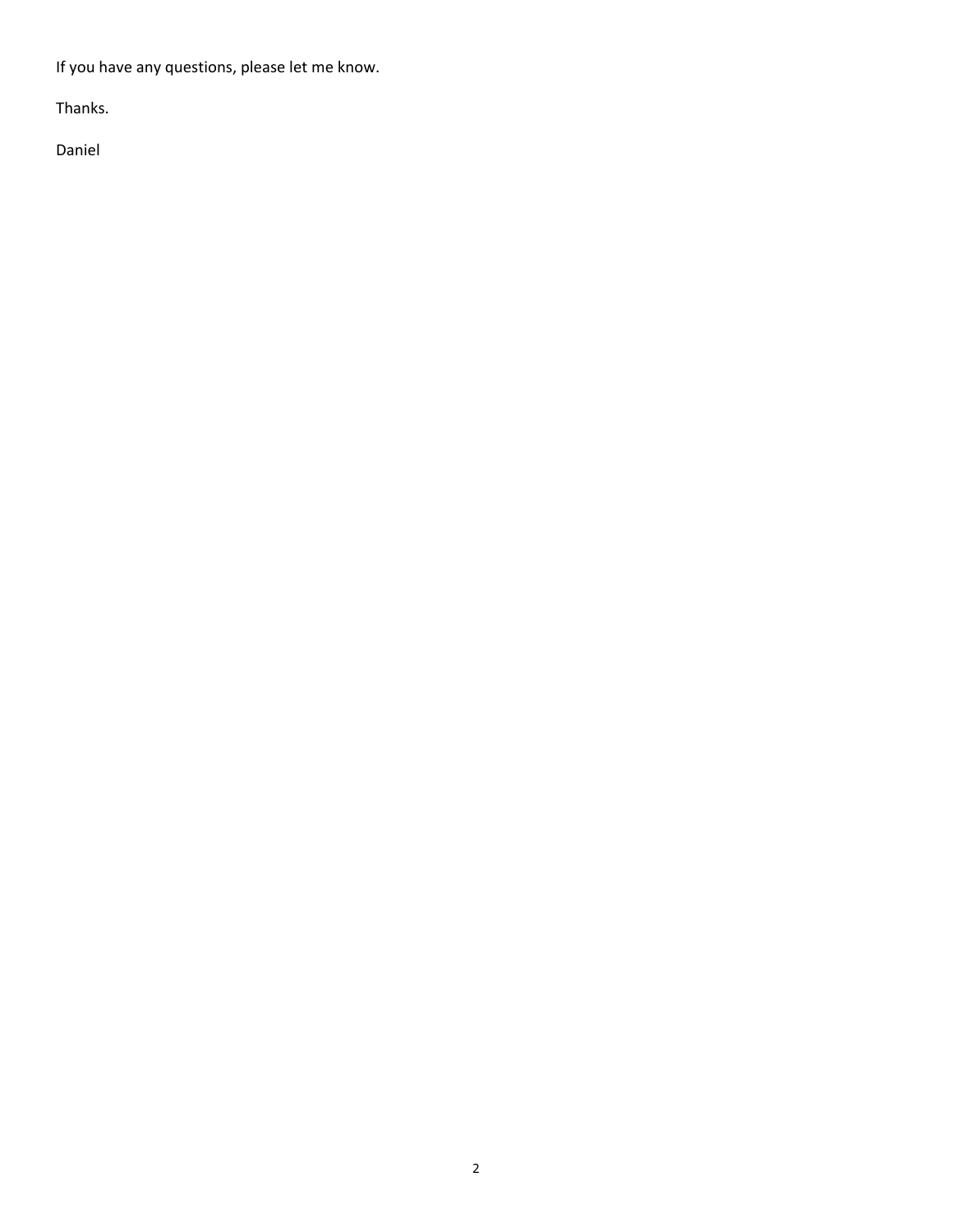If you have any questions, please let me know.

Thanks.

Daniel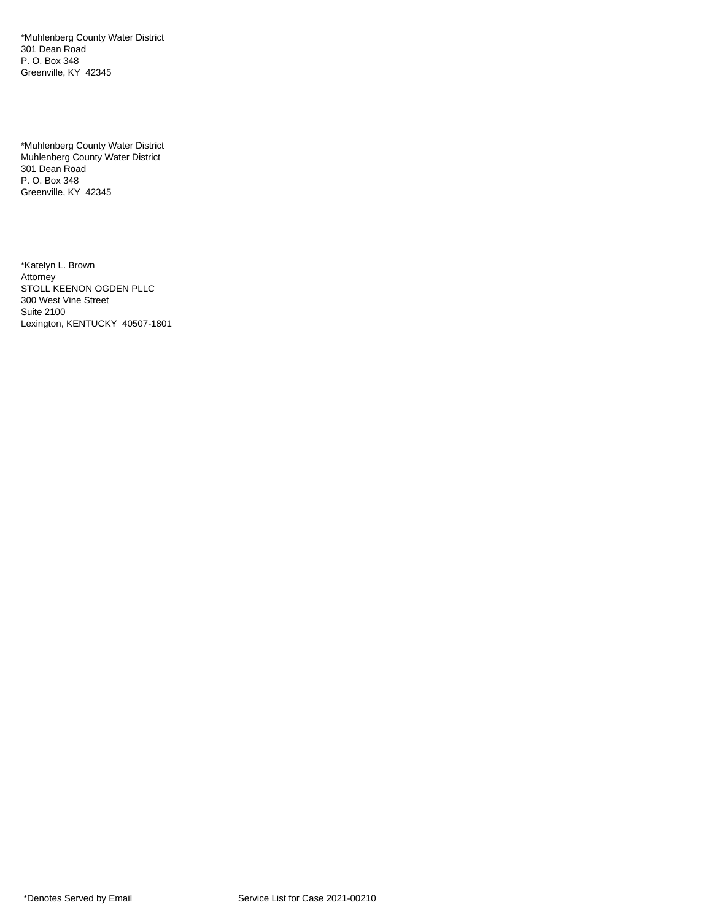*Muhlenberg County Water District
301 Dean Road
P. O. Box 348
Greenville, KY  42345

*Muhlenberg County Water District
Muhlenberg County Water District
301 Dean Road
P. O. Box 348
Greenville, KY  42345

*Katelyn L. Brown
Attorney
STOLL KEENON OGDEN PLLC
300 West Vine Street
Suite 2100
Lexington, KENTUCKY  40507-1801

*Denotes Served by Email

Service List for Case 2021-00210